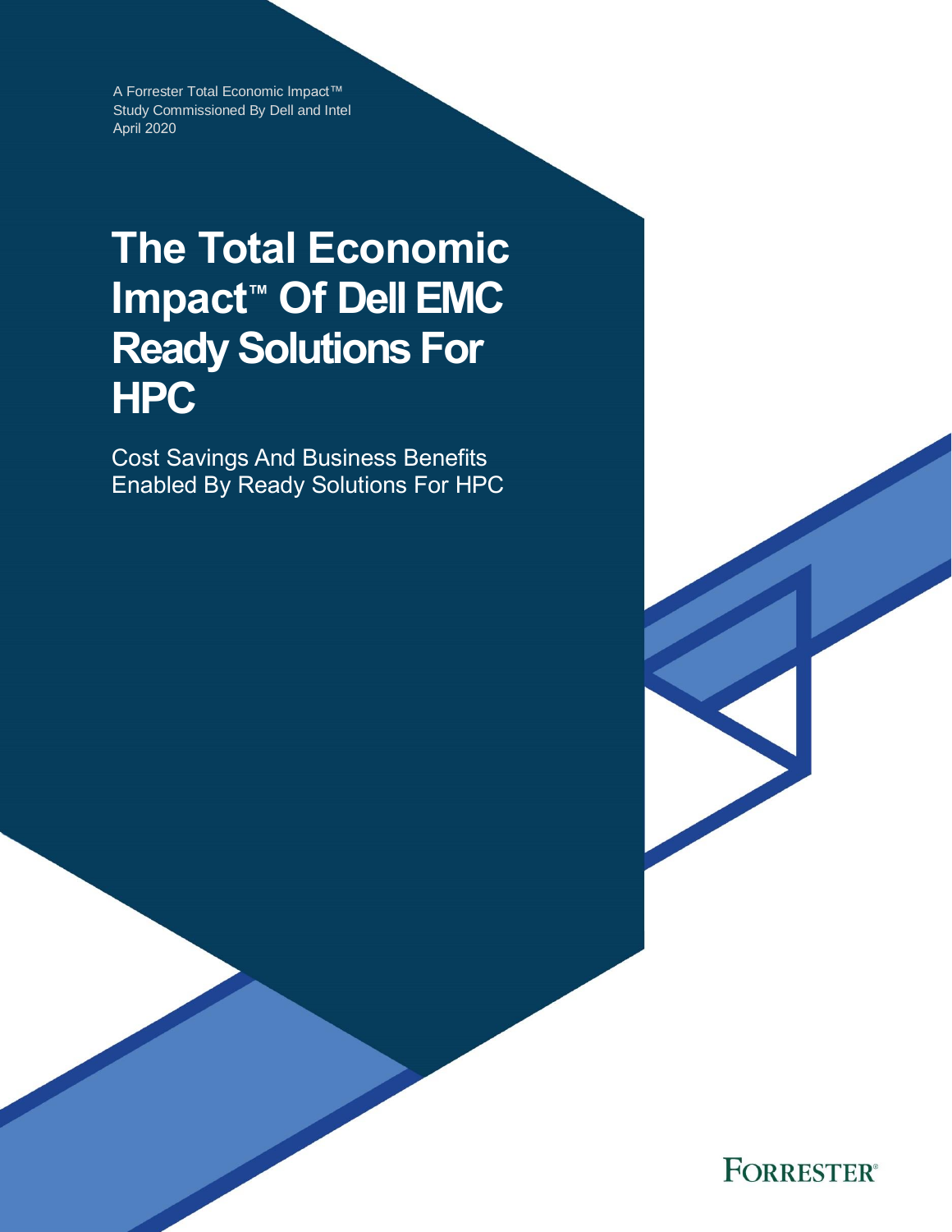A Forrester Total Economic Impact™ Study Commissioned By Dell and Intel
April 2020

# The Total Economic Impact™ Of Dell EMC Ready Solutions For HPC

Cost Savings And Business Benefits Enabled By Ready Solutions For HPC

FORRESTER®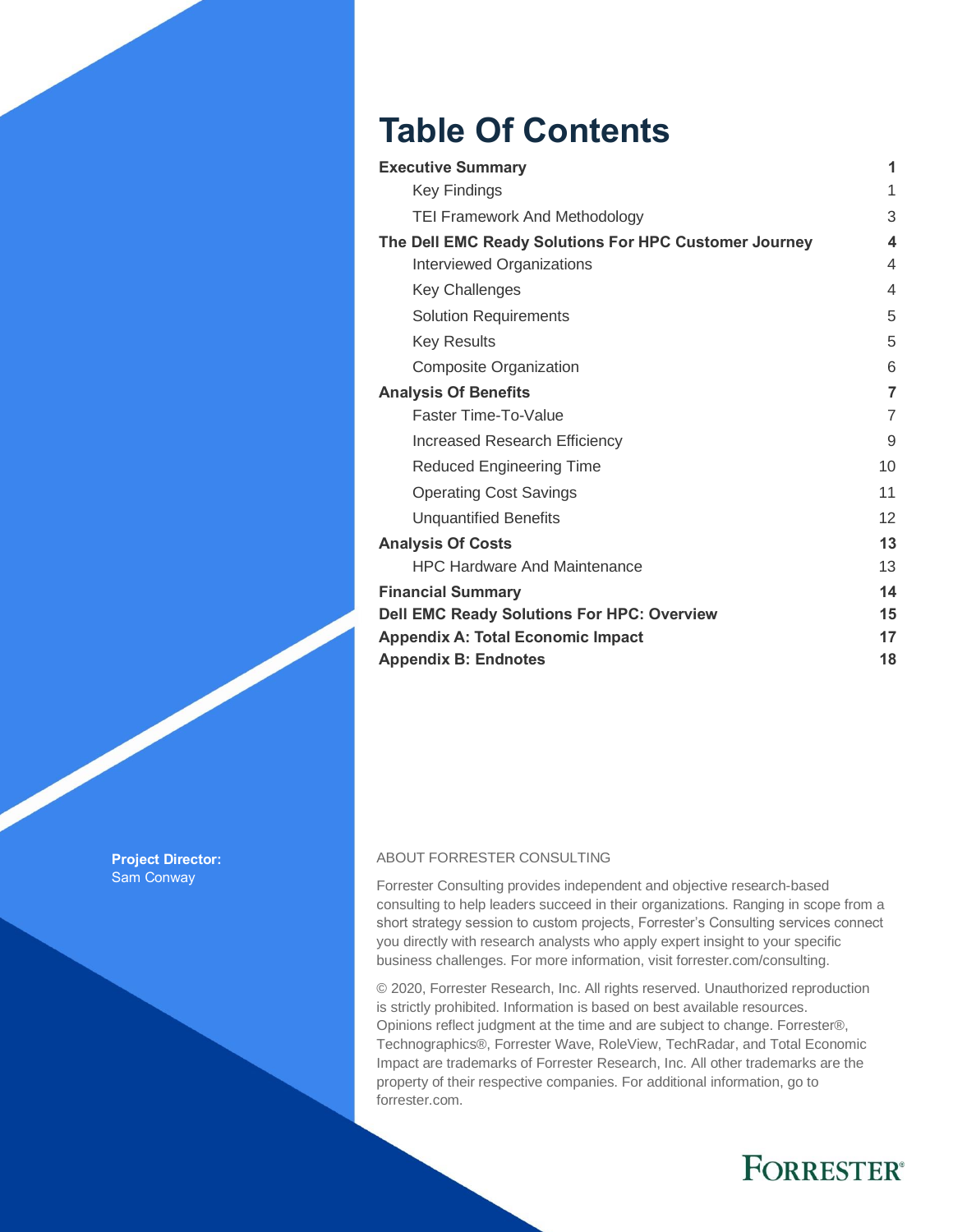# Table Of Contents

| | |
|---|---|
| **Executive Summary** | **1** |
| Key Findings | 1 |
| TEI Framework And Methodology | 3 |
| **The Dell EMC Ready Solutions For HPC Customer Journey** | **4** |
| Interviewed Organizations | 4 |
| Key Challenges | 4 |
| Solution Requirements | 5 |
| Key Results | 5 |
| Composite Organization | 6 |
| **Analysis Of Benefits** | **7** |
| Faster Time-To-Value | 7 |
| Increased Research Efficiency | 9 |
| Reduced Engineering Time | 10 |
| Operating Cost Savings | 11 |
| Unquantified Benefits | 12 |
| **Analysis Of Costs** | **13** |
| HPC Hardware And Maintenance | 13 |
| **Financial Summary** | **14** |
| **Dell EMC Ready Solutions For HPC: Overview** | **15** |
| **Appendix A: Total Economic Impact** | **17** |
| **Appendix B: Endnotes** | **18** |

**Project Director:**
Sam Conway

ABOUT FORRESTER CONSULTING

Forrester Consulting provides independent and objective research-based consulting to help leaders succeed in their organizations. Ranging in scope from a short strategy session to custom projects, Forrester's Consulting services connect you directly with research analysts who apply expert insight to your specific business challenges. For more information, visit forrester.com/consulting.

© 2020, Forrester Research, Inc. All rights reserved. Unauthorized reproduction is strictly prohibited. Information is based on best available resources. Opinions reflect judgment at the time and are subject to change. Forrester®, Technographics®, Forrester Wave, RoleView, TechRadar, and Total Economic Impact are trademarks of Forrester Research, Inc. All other trademarks are the property of their respective companies. For additional information, go to forrester.com.

FORRESTER®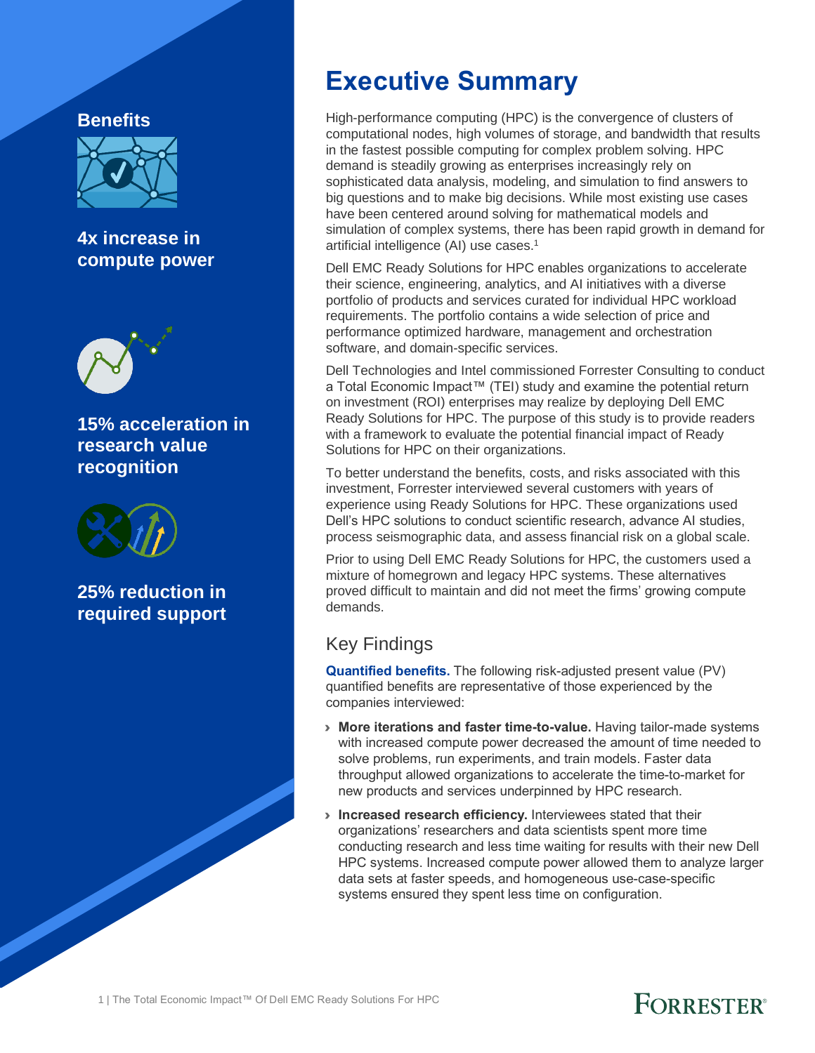# Executive Summary

High-performance computing (HPC) is the convergence of clusters of computational nodes, high volumes of storage, and bandwidth that results in the fastest possible computing for complex problem solving. HPC demand is steadily growing as enterprises increasingly rely on sophisticated data analysis, modeling, and simulation to find answers to big questions and to make big decisions. While most existing use cases have been centered around solving for mathematical models and simulation of complex systems, there has been rapid growth in demand for artificial intelligence (AI) use cases.[1]

Dell EMC Ready Solutions for HPC enables organizations to accelerate their science, engineering, analytics, and AI initiatives with a diverse portfolio of products and services curated for individual HPC workload requirements. The portfolio contains a wide selection of price and performance optimized hardware, management and orchestration software, and domain-specific services.

Dell Technologies and Intel commissioned Forrester Consulting to conduct a Total Economic Impact™ (TEI) study and examine the potential return on investment (ROI) enterprises may realize by deploying Dell EMC Ready Solutions for HPC. The purpose of this study is to provide readers with a framework to evaluate the potential financial impact of Ready Solutions for HPC on their organizations.

To better understand the benefits, costs, and risks associated with this investment, Forrester interviewed several customers with years of experience using Ready Solutions for HPC. These organizations used Dell's HPC solutions to conduct scientific research, advance AI studies, process seismographic data, and assess financial risk on a global scale.

Prior to using Dell EMC Ready Solutions for HPC, the customers used a mixture of homegrown and legacy HPC systems. These alternatives proved difficult to maintain and did not meet the firms' growing compute demands.

## Key Findings

**Quantified benefits.** The following risk-adjusted present value (PV) quantified benefits are representative of those experienced by the companies interviewed:

- **More iterations and faster time-to-value.** Having tailor-made systems with increased compute power decreased the amount of time needed to solve problems, run experiments, and train models. Faster data throughput allowed organizations to accelerate the time-to-market for new products and services underpinned by HPC research.
- **Increased research efficiency.** Interviewees stated that their organizations' researchers and data scientists spent more time conducting research and less time waiting for results with their new Dell HPC systems. Increased compute power allowed them to analyze larger data sets at faster speeds, and homogeneous use-case-specific systems ensured they spent less time on configuration.

### Benefits

**4x increase in compute power**

**15% acceleration in research value recognition**

**25% reduction in required support**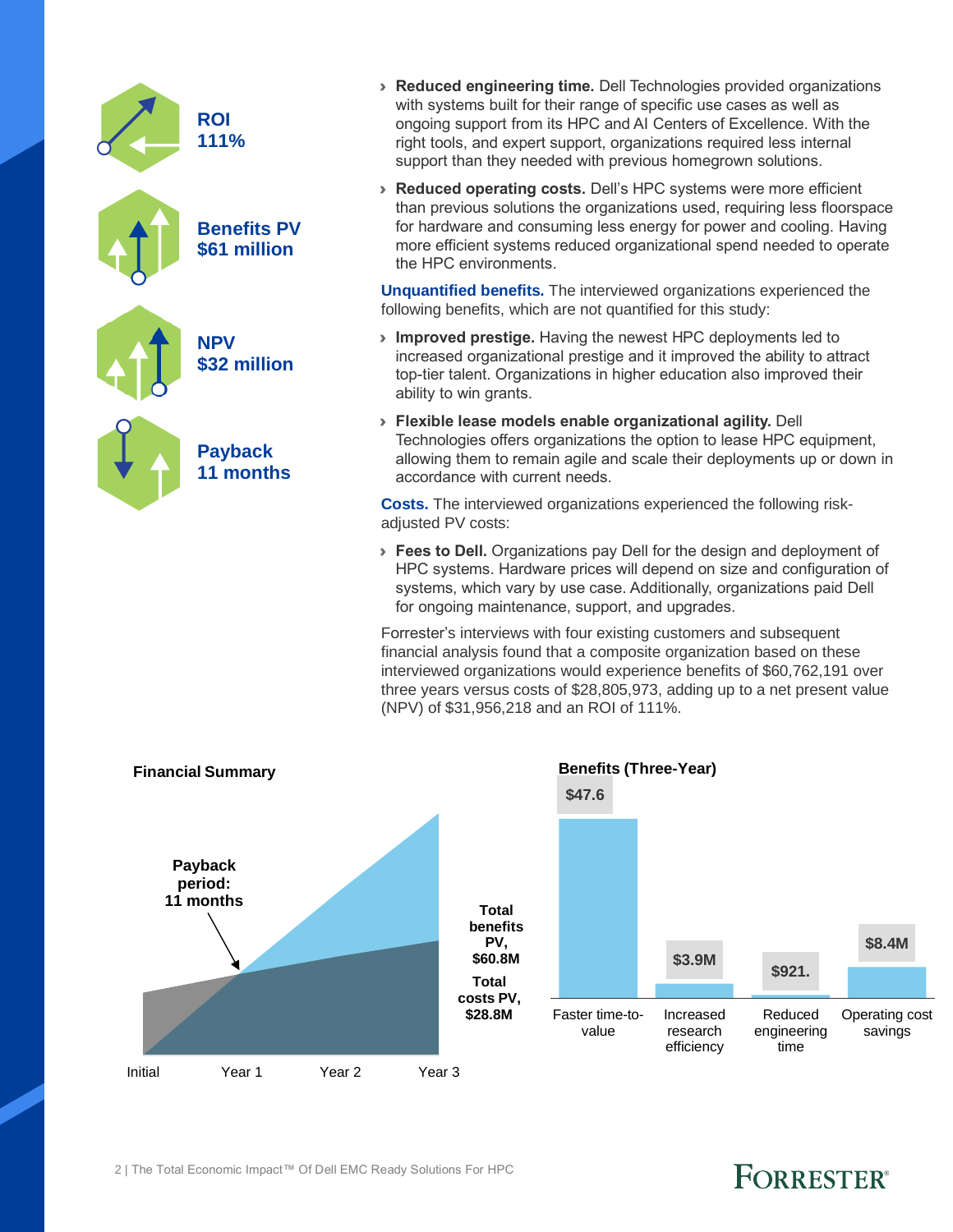**ROI**
**111%**

**Benefits PV**
**$61 million**

**NPV**
**$32 million**

**Payback**
**11 months**

- **Reduced engineering time.** Dell Technologies provided organizations with systems built for their range of specific use cases as well as ongoing support from its HPC and AI Centers of Excellence. With the right tools, and expert support, organizations required less internal support than they needed with previous homegrown solutions.
- **Reduced operating costs.** Dell's HPC systems were more efficient than previous solutions the organizations used, requiring less floorspace for hardware and consuming less energy for power and cooling. Having more efficient systems reduced organizational spend needed to operate the HPC environments.

**Unquantified benefits.** The interviewed organizations experienced the following benefits, which are not quantified for this study:

- **Improved prestige.** Having the newest HPC deployments led to increased organizational prestige and it improved the ability to attract top-tier talent. Organizations in higher education also improved their ability to win grants.
- **Flexible lease models enable organizational agility.** Dell Technologies offers organizations the option to lease HPC equipment, allowing them to remain agile and scale their deployments up or down in accordance with current needs.

**Costs.** The interviewed organizations experienced the following risk-adjusted PV costs:

- **Fees to Dell.** Organizations pay Dell for the design and deployment of HPC systems. Hardware prices will depend on size and configuration of systems, which vary by use case. Additionally, organizations paid Dell for ongoing maintenance, support, and upgrades.

Forrester's interviews with four existing customers and subsequent financial analysis found that a composite organization based on these interviewed organizations would experience benefits of $60,762,191 over three years versus costs of $28,805,973, adding up to a net present value (NPV) of $31,956,218 and an ROI of 111%.

**Financial Summary**

Payback period: 11 months

Total benefits PV, $60.8M

Total costs PV, $28.8M

Initial | Year 1 | Year 2 | Year 3

**Benefits (Three-Year)**

| Benefit | Value |
|---|---|
| Faster time-to-value | $47.6 |
| Increased research efficiency | $3.9M |
| Reduced engineering time | $921. |
| Operating cost savings | $8.4M |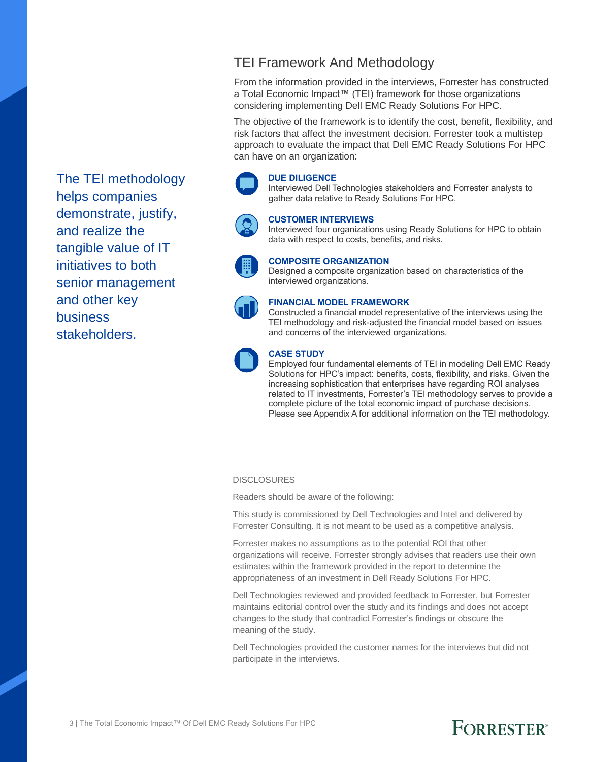## TEI Framework And Methodology

From the information provided in the interviews, Forrester has constructed a Total Economic Impact™ (TEI) framework for those organizations considering implementing Dell EMC Ready Solutions For HPC.

The objective of the framework is to identify the cost, benefit, flexibility, and risk factors that affect the investment decision. Forrester took a multistep approach to evaluate the impact that Dell EMC Ready Solutions For HPC can have on an organization:

The TEI methodology helps companies demonstrate, justify, and realize the tangible value of IT initiatives to both senior management and other key business stakeholders.

**DUE DILIGENCE**
Interviewed Dell Technologies stakeholders and Forrester analysts to gather data relative to Ready Solutions For HPC.

**CUSTOMER INTERVIEWS**
Interviewed four organizations using Ready Solutions for HPC to obtain data with respect to costs, benefits, and risks.

**COMPOSITE ORGANIZATION**
Designed a composite organization based on characteristics of the interviewed organizations.

**FINANCIAL MODEL FRAMEWORK**
Constructed a financial model representative of the interviews using the TEI methodology and risk-adjusted the financial model based on issues and concerns of the interviewed organizations.

**CASE STUDY**
Employed four fundamental elements of TEI in modeling Dell EMC Ready Solutions for HPC's impact: benefits, costs, flexibility, and risks. Given the increasing sophistication that enterprises have regarding ROI analyses related to IT investments, Forrester's TEI methodology serves to provide a complete picture of the total economic impact of purchase decisions. Please see Appendix A for additional information on the TEI methodology.

DISCLOSURES

Readers should be aware of the following:

This study is commissioned by Dell Technologies and Intel and delivered by Forrester Consulting. It is not meant to be used as a competitive analysis.

Forrester makes no assumptions as to the potential ROI that other organizations will receive. Forrester strongly advises that readers use their own estimates within the framework provided in the report to determine the appropriateness of an investment in Dell Ready Solutions For HPC.

Dell Technologies reviewed and provided feedback to Forrester, but Forrester maintains editorial control over the study and its findings and does not accept changes to the study that contradict Forrester's findings or obscure the meaning of the study.

Dell Technologies provided the customer names for the interviews but did not participate in the interviews.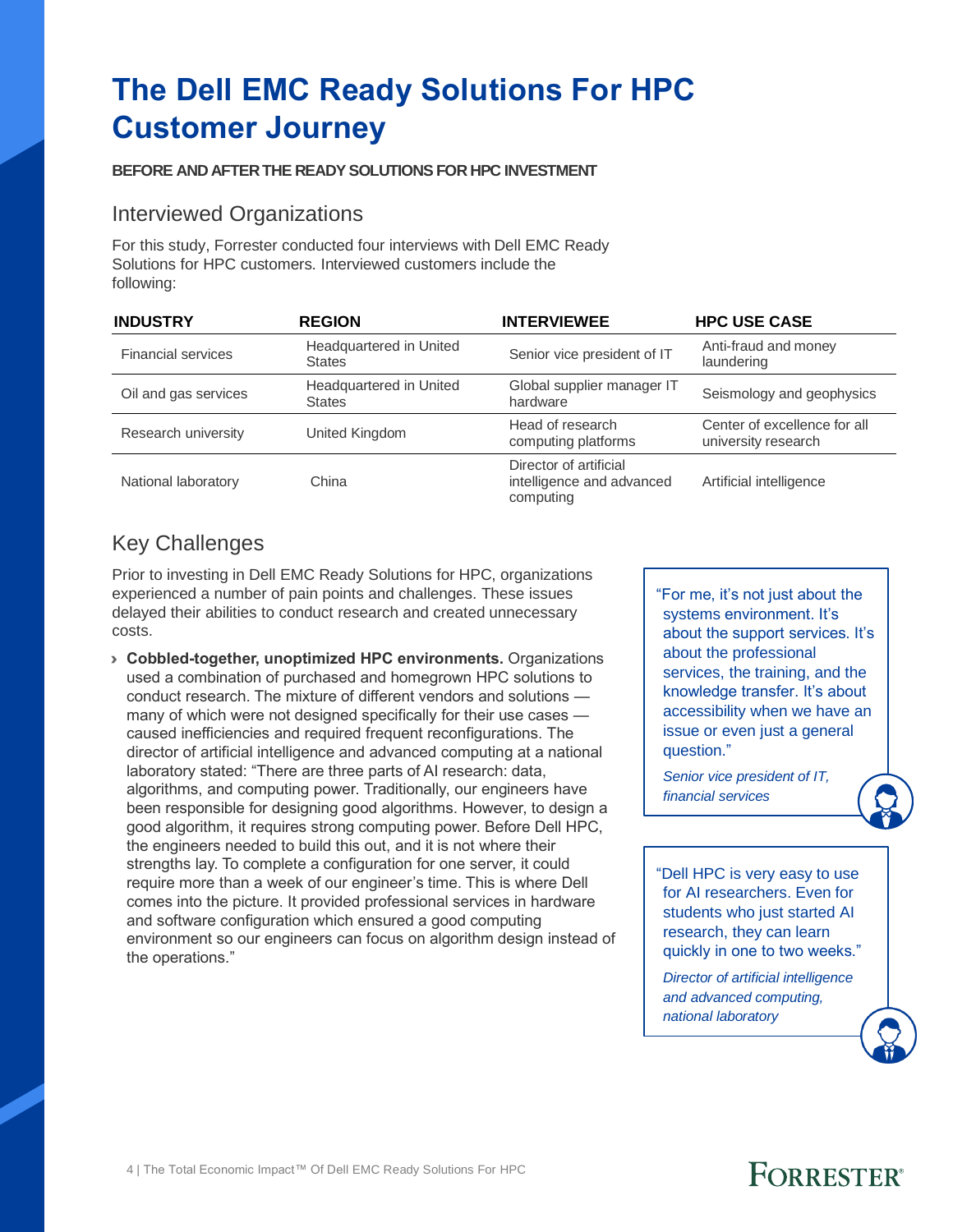# The Dell EMC Ready Solutions For HPC Customer Journey

**BEFORE AND AFTER THE READY SOLUTIONS FOR HPC INVESTMENT**

## Interviewed Organizations

For this study, Forrester conducted four interviews with Dell EMC Ready Solutions for HPC customers. Interviewed customers include the following:

| INDUSTRY | REGION | INTERVIEWEE | HPC USE CASE |
|---|---|---|---|
| Financial services | Headquartered in United States | Senior vice president of IT | Anti-fraud and money laundering |
| Oil and gas services | Headquartered in United States | Global supplier manager IT hardware | Seismology and geophysics |
| Research university | United Kingdom | Head of research computing platforms | Center of excellence for all university research |
| National laboratory | China | Director of artificial intelligence and advanced computing | Artificial intelligence |

## Key Challenges

Prior to investing in Dell EMC Ready Solutions for HPC, organizations experienced a number of pain points and challenges. These issues delayed their abilities to conduct research and created unnecessary costs.

- **Cobbled-together, unoptimized HPC environments.** Organizations used a combination of purchased and homegrown HPC solutions to conduct research. The mixture of different vendors and solutions — many of which were not designed specifically for their use cases — caused inefficiencies and required frequent reconfigurations. The director of artificial intelligence and advanced computing at a national laboratory stated: "There are three parts of AI research: data, algorithms, and computing power. Traditionally, our engineers have been responsible for designing good algorithms. However, to design a good algorithm, it requires strong computing power. Before Dell HPC, the engineers needed to build this out, and it is not where their strengths lay. To complete a configuration for one server, it could require more than a week of our engineer's time. This is where Dell comes into the picture. It provided professional services in hardware and software configuration which ensured a good computing environment so our engineers can focus on algorithm design instead of the operations."

> "For me, it's not just about the systems environment. It's about the support services. It's about the professional services, the training, and the knowledge transfer. It's about accessibility when we have an issue or even just a general question."
>
> *Senior vice president of IT, financial services*

> "Dell HPC is very easy to use for AI researchers. Even for students who just started AI research, they can learn quickly in one to two weeks."
>
> *Director of artificial intelligence and advanced computing, national laboratory*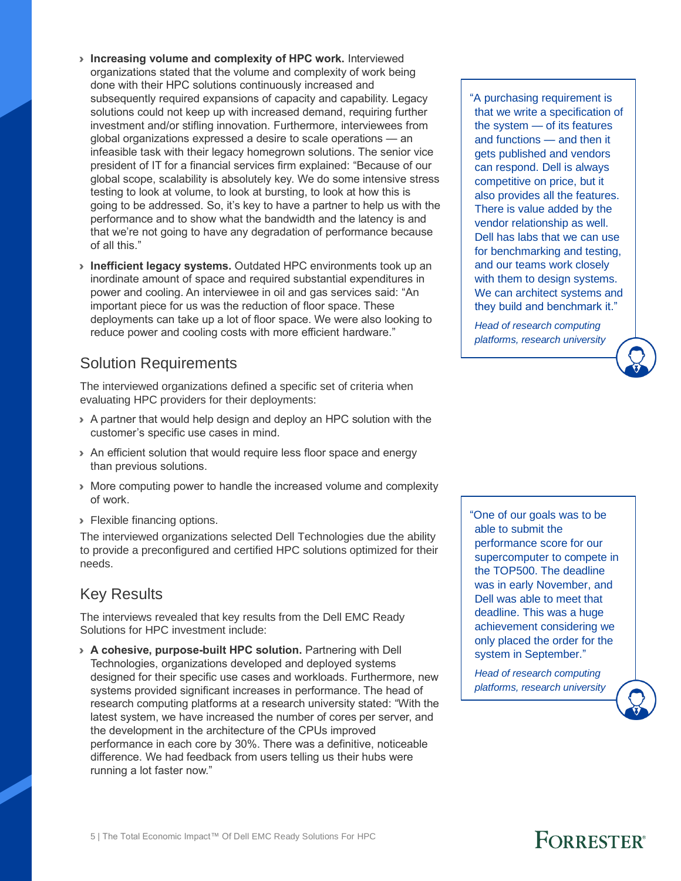- **Increasing volume and complexity of HPC work.** Interviewed organizations stated that the volume and complexity of work being done with their HPC solutions continuously increased and subsequently required expansions of capacity and capability. Legacy solutions could not keep up with increased demand, requiring further investment and/or stifling innovation. Furthermore, interviewees from global organizations expressed a desire to scale operations — an infeasible task with their legacy homegrown solutions. The senior vice president of IT for a financial services firm explained: "Because of our global scope, scalability is absolutely key. We do some intensive stress testing to look at volume, to look at bursting, to look at how this is going to be addressed. So, it's key to have a partner to help us with the performance and to show what the bandwidth and the latency is and that we're not going to have any degradation of performance because of all this."

- **Inefficient legacy systems.** Outdated HPC environments took up an inordinate amount of space and required substantial expenditures in power and cooling. An interviewee in oil and gas services said: "An important piece for us was the reduction of floor space. These deployments can take up a lot of floor space. We were also looking to reduce power and cooling costs with more efficient hardware."

> "A purchasing requirement is that we write a specification of the system — of its features and functions — and then it gets published and vendors can respond. Dell is always competitive on price, but it also provides all the features. There is value added by the vendor relationship as well. Dell has labs that we can use for benchmarking and testing, and our teams work closely with them to design systems. We can architect systems and they build and benchmark it."
>
> *Head of research computing platforms, research university*

## Solution Requirements

The interviewed organizations defined a specific set of criteria when evaluating HPC providers for their deployments:

- A partner that would help design and deploy an HPC solution with the customer's specific use cases in mind.
- An efficient solution that would require less floor space and energy than previous solutions.
- More computing power to handle the increased volume and complexity of work.
- Flexible financing options.

The interviewed organizations selected Dell Technologies due the ability to provide a preconfigured and certified HPC solutions optimized for their needs.

## Key Results

The interviews revealed that key results from the Dell EMC Ready Solutions for HPC investment include:

- **A cohesive, purpose-built HPC solution.** Partnering with Dell Technologies, organizations developed and deployed systems designed for their specific use cases and workloads. Furthermore, new systems provided significant increases in performance. The head of research computing platforms at a research university stated: "With the latest system, we have increased the number of cores per server, and the development in the architecture of the CPUs improved performance in each core by 30%. There was a definitive, noticeable difference. We had feedback from users telling us their hubs were running a lot faster now."

> "One of our goals was to be able to submit the performance score for our supercomputer to compete in the TOP500. The deadline was in early November, and Dell was able to meet that deadline. This was a huge achievement considering we only placed the order for the system in September."
>
> *Head of research computing platforms, research university*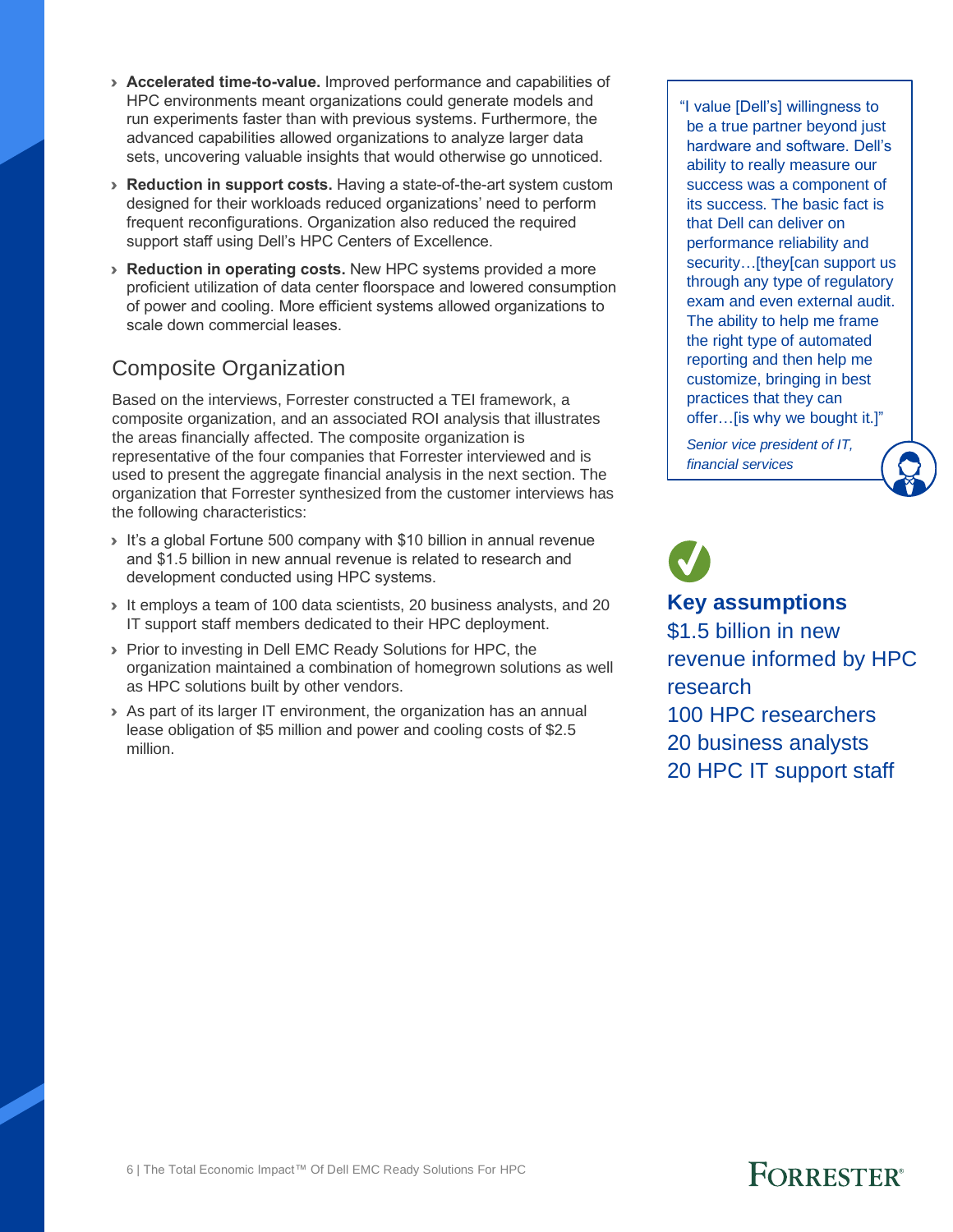- **Accelerated time-to-value.** Improved performance and capabilities of HPC environments meant organizations could generate models and run experiments faster than with previous systems. Furthermore, the advanced capabilities allowed organizations to analyze larger data sets, uncovering valuable insights that would otherwise go unnoticed.
- **Reduction in support costs.** Having a state-of-the-art system custom designed for their workloads reduced organizations' need to perform frequent reconfigurations. Organization also reduced the required support staff using Dell's HPC Centers of Excellence.
- **Reduction in operating costs.** New HPC systems provided a more proficient utilization of data center floorspace and lowered consumption of power and cooling. More efficient systems allowed organizations to scale down commercial leases.

## Composite Organization

Based on the interviews, Forrester constructed a TEI framework, a composite organization, and an associated ROI analysis that illustrates the areas financially affected. The composite organization is representative of the four companies that Forrester interviewed and is used to present the aggregate financial analysis in the next section. The organization that Forrester synthesized from the customer interviews has the following characteristics:

- It's a global Fortune 500 company with $10 billion in annual revenue and $1.5 billion in new annual revenue is related to research and development conducted using HPC systems.
- It employs a team of 100 data scientists, 20 business analysts, and 20 IT support staff members dedicated to their HPC deployment.
- Prior to investing in Dell EMC Ready Solutions for HPC, the organization maintained a combination of homegrown solutions as well as HPC solutions built by other vendors.
- As part of its larger IT environment, the organization has an annual lease obligation of $5 million and power and cooling costs of $2.5 million.

"I value [Dell's] willingness to be a true partner beyond just hardware and software. Dell's ability to really measure our success was a component of its success. The basic fact is that Dell can deliver on performance reliability and security…[they[can support us through any type of regulatory exam and even external audit. The ability to help me frame the right type of automated reporting and then help me customize, bringing in best practices that they can offer…[is why we bought it.]"

*Senior vice president of IT, financial services*

**Key assumptions**

$1.5 billion in new revenue informed by HPC research

100 HPC researchers

20 business analysts

20 HPC IT support staff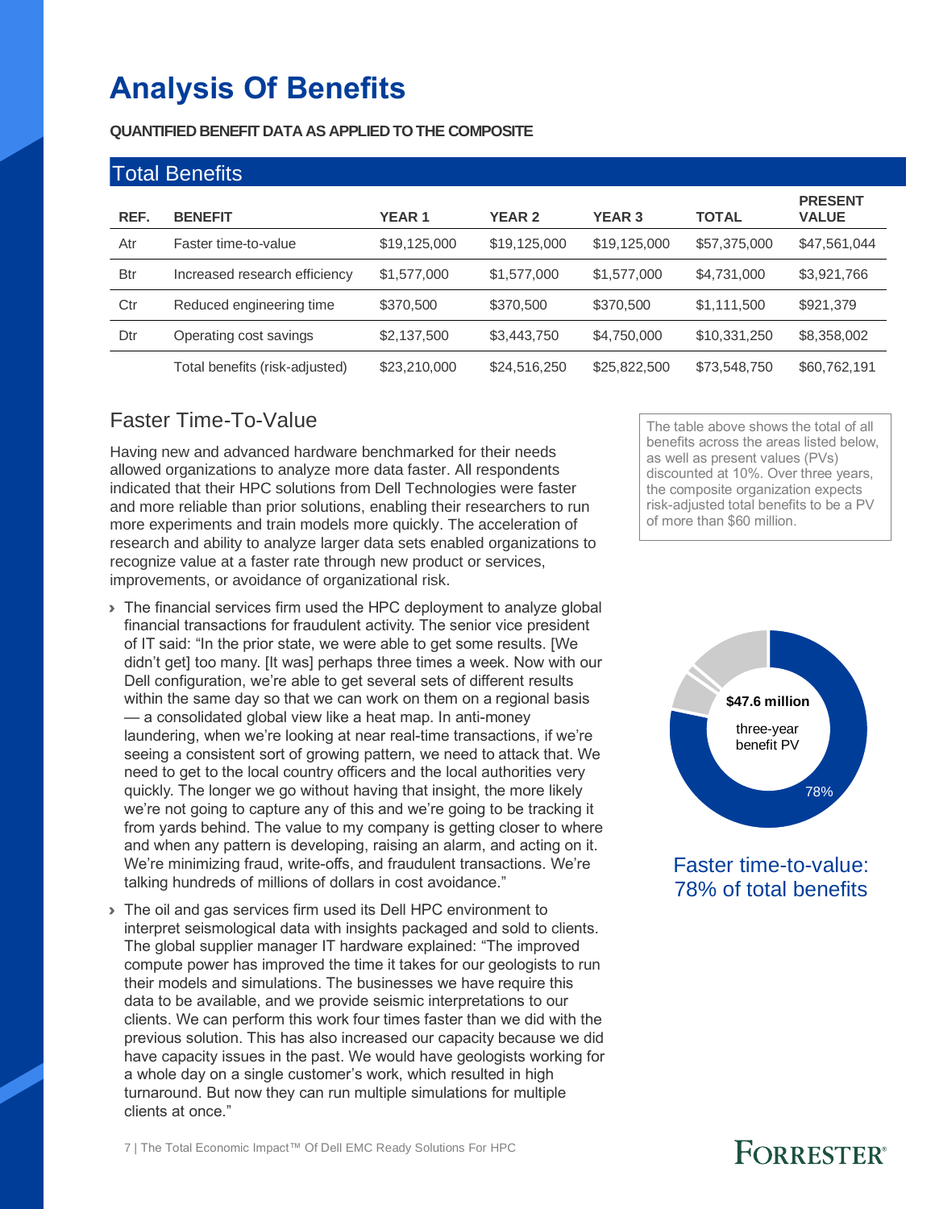# Analysis Of Benefits

**QUANTIFIED BENEFIT DATA AS APPLIED TO THE COMPOSITE**

## Total Benefits

| REF. | BENEFIT | YEAR 1 | YEAR 2 | YEAR 3 | TOTAL | PRESENT VALUE |
|---|---|---|---|---|---|---|
| Atr | Faster time-to-value | $19,125,000 | $19,125,000 | $19,125,000 | $57,375,000 | $47,561,044 |
| Btr | Increased research efficiency | $1,577,000 | $1,577,000 | $1,577,000 | $4,731,000 | $3,921,766 |
| Ctr | Reduced engineering time | $370,500 | $370,500 | $370,500 | $1,111,500 | $921,379 |
| Dtr | Operating cost savings | $2,137,500 | $3,443,750 | $4,750,000 | $10,331,250 | $8,358,002 |
| | Total benefits (risk-adjusted) | $23,210,000 | $24,516,250 | $25,822,500 | $73,548,750 | $60,762,191 |

The table above shows the total of all benefits across the areas listed below, as well as present values (PVs) discounted at 10%. Over three years, the composite organization expects risk-adjusted total benefits to be a PV of more than $60 million.

## Faster Time-To-Value

Having new and advanced hardware benchmarked for their needs allowed organizations to analyze more data faster. All respondents indicated that their HPC solutions from Dell Technologies were faster and more reliable than prior solutions, enabling their researchers to run more experiments and train models more quickly. The acceleration of research and ability to analyze larger data sets enabled organizations to recognize value at a faster rate through new product or services, improvements, or avoidance of organizational risk.

- The financial services firm used the HPC deployment to analyze global financial transactions for fraudulent activity. The senior vice president of IT said: "In the prior state, we were able to get some results. [We didn't get] too many. [It was] perhaps three times a week. Now with our Dell configuration, we're able to get several sets of different results within the same day so that we can work on them on a regional basis — a consolidated global view like a heat map. In anti-money laundering, when we're looking at near real-time transactions, if we're seeing a consistent sort of growing pattern, we need to attack that. We need to get to the local country officers and the local authorities very quickly. The longer we go without having that insight, the more likely we're not going to capture any of this and we're going to be tracking it from yards behind. The value to my company is getting closer to where and when any pattern is developing, raising an alarm, and acting on it. We're minimizing fraud, write-offs, and fraudulent transactions. We're talking hundreds of millions of dollars in cost avoidance."
- The oil and gas services firm used its Dell HPC environment to interpret seismological data with insights packaged and sold to clients. The global supplier manager IT hardware explained: "The improved compute power has improved the time it takes for our geologists to run their models and simulations. The businesses we have require this data to be available, and we provide seismic interpretations to our clients. We can perform this work four times faster than we did with the previous solution. This has also increased our capacity because we did have capacity issues in the past. We would have geologists working for a whole day on a single customer's work, which resulted in high turnaround. But now they can run multiple simulations for multiple clients at once."

**$47.6 million** three-year benefit PV

78%

Faster time-to-value: 78% of total benefits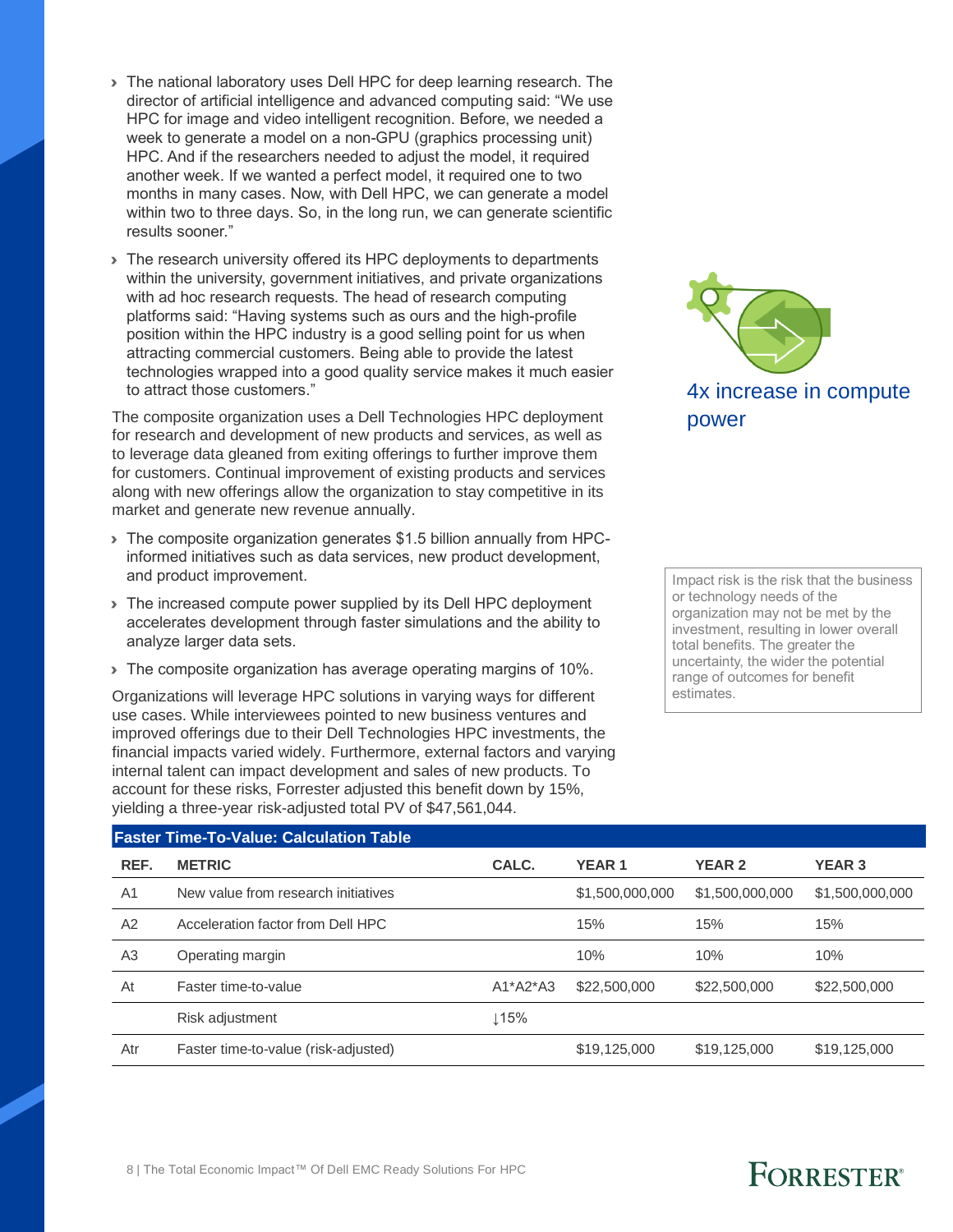- The national laboratory uses Dell HPC for deep learning research. The director of artificial intelligence and advanced computing said: "We use HPC for image and video intelligent recognition. Before, we needed a week to generate a model on a non-GPU (graphics processing unit) HPC. And if the researchers needed to adjust the model, it required another week. If we wanted a perfect model, it required one to two months in many cases. Now, with Dell HPC, we can generate a model within two to three days. So, in the long run, we can generate scientific results sooner."
- The research university offered its HPC deployments to departments within the university, government initiatives, and private organizations with ad hoc research requests. The head of research computing platforms said: "Having systems such as ours and the high-profile position within the HPC industry is a good selling point for us when attracting commercial customers. Being able to provide the latest technologies wrapped into a good quality service makes it much easier to attract those customers."

4x increase in compute power

The composite organization uses a Dell Technologies HPC deployment for research and development of new products and services, as well as to leverage data gleaned from exiting offerings to further improve them for customers. Continual improvement of existing products and services along with new offerings allow the organization to stay competitive in its market and generate new revenue annually.

- The composite organization generates $1.5 billion annually from HPC-informed initiatives such as data services, new product development, and product improvement.
- The increased compute power supplied by its Dell HPC deployment accelerates development through faster simulations and the ability to analyze larger data sets.
- The composite organization has average operating margins of 10%.

Organizations will leverage HPC solutions in varying ways for different use cases. While interviewees pointed to new business ventures and improved offerings due to their Dell Technologies HPC investments, the financial impacts varied widely. Furthermore, external factors and varying internal talent can impact development and sales of new products. To account for these risks, Forrester adjusted this benefit down by 15%, yielding a three-year risk-adjusted total PV of $47,561,044.

Impact risk is the risk that the business or technology needs of the organization may not be met by the investment, resulting in lower overall total benefits. The greater the uncertainty, the wider the potential range of outcomes for benefit estimates.

**Faster Time-To-Value: Calculation Table**

| REF. | METRIC | CALC. | YEAR 1 | YEAR 2 | YEAR 3 |
|---|---|---|---|---|---|
| A1 | New value from research initiatives | | $1,500,000,000 | $1,500,000,000 | $1,500,000,000 |
| A2 | Acceleration factor from Dell HPC | | 15% | 15% | 15% |
| A3 | Operating margin | | 10% | 10% | 10% |
| At | Faster time-to-value | A1*A2*A3 | $22,500,000 | $22,500,000 | $22,500,000 |
| | Risk adjustment | ↓15% | | | |
| Atr | Faster time-to-value (risk-adjusted) | | $19,125,000 | $19,125,000 | $19,125,000 |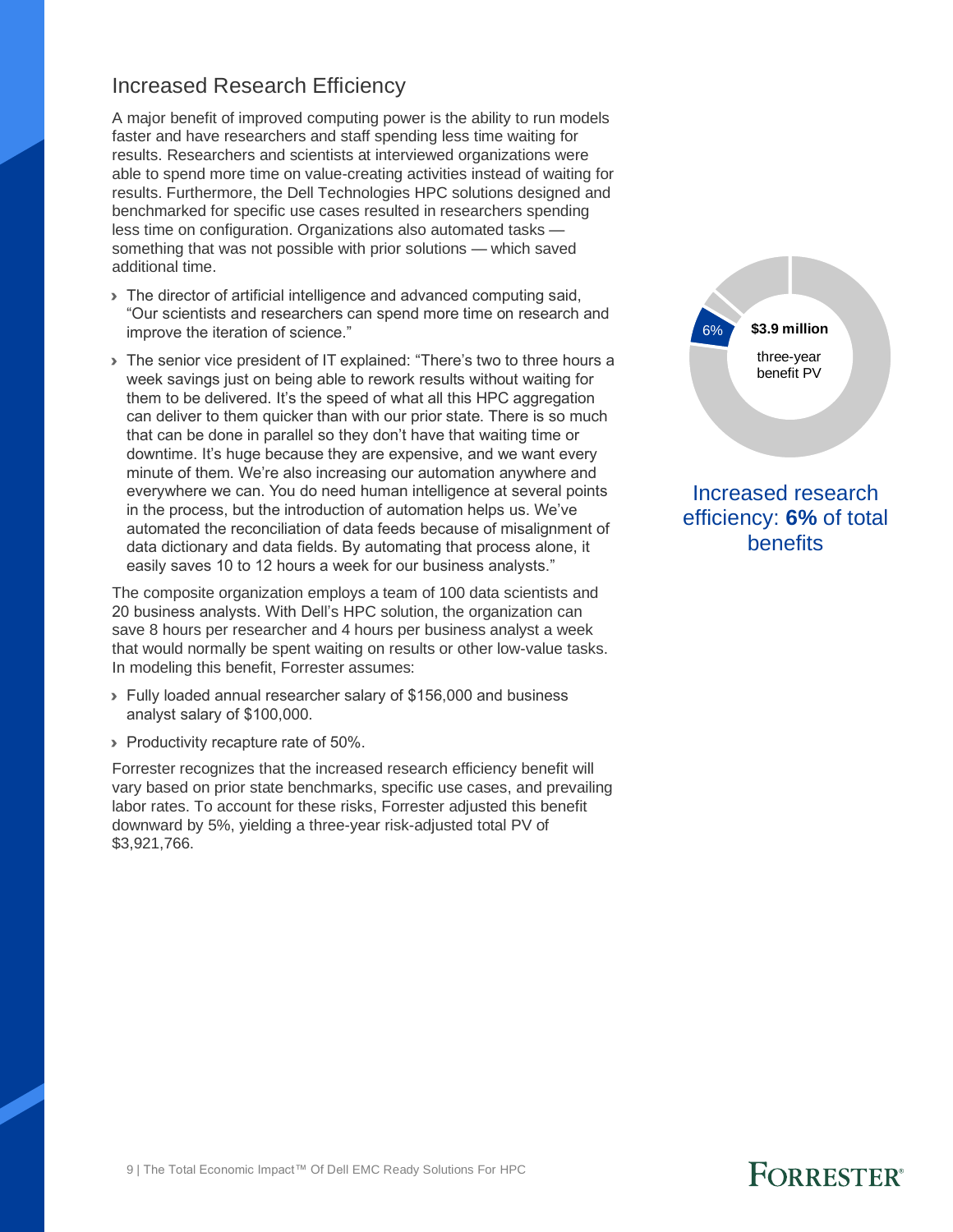## Increased Research Efficiency

A major benefit of improved computing power is the ability to run models faster and have researchers and staff spending less time waiting for results. Researchers and scientists at interviewed organizations were able to spend more time on value-creating activities instead of waiting for results. Furthermore, the Dell Technologies HPC solutions designed and benchmarked for specific use cases resulted in researchers spending less time on configuration. Organizations also automated tasks — something that was not possible with prior solutions — which saved additional time.

- The director of artificial intelligence and advanced computing said, “Our scientists and researchers can spend more time on research and improve the iteration of science.”
- The senior vice president of IT explained: “There’s two to three hours a week savings just on being able to rework results without waiting for them to be delivered. It’s the speed of what all this HPC aggregation can deliver to them quicker than with our prior state. There is so much that can be done in parallel so they don’t have that waiting time or downtime. It’s huge because they are expensive, and we want every minute of them. We’re also increasing our automation anywhere and everywhere we can. You do need human intelligence at several points in the process, but the introduction of automation helps us. We’ve automated the reconciliation of data feeds because of misalignment of data dictionary and data fields. By automating that process alone, it easily saves 10 to 12 hours a week for our business analysts.”

The composite organization employs a team of 100 data scientists and 20 business analysts. With Dell’s HPC solution, the organization can save 8 hours per researcher and 4 hours per business analyst a week that would normally be spent waiting on results or other low-value tasks. In modeling this benefit, Forrester assumes:

- Fully loaded annual researcher salary of $156,000 and business analyst salary of $100,000.
- Productivity recapture rate of 50%.

Forrester recognizes that the increased research efficiency benefit will vary based on prior state benchmarks, specific use cases, and prevailing labor rates. To account for these risks, Forrester adjusted this benefit downward by 5%, yielding a three-year risk-adjusted total PV of $3,921,766.

6%

**$3.9 million**

three-year benefit PV

Increased research efficiency: **6%** of total benefits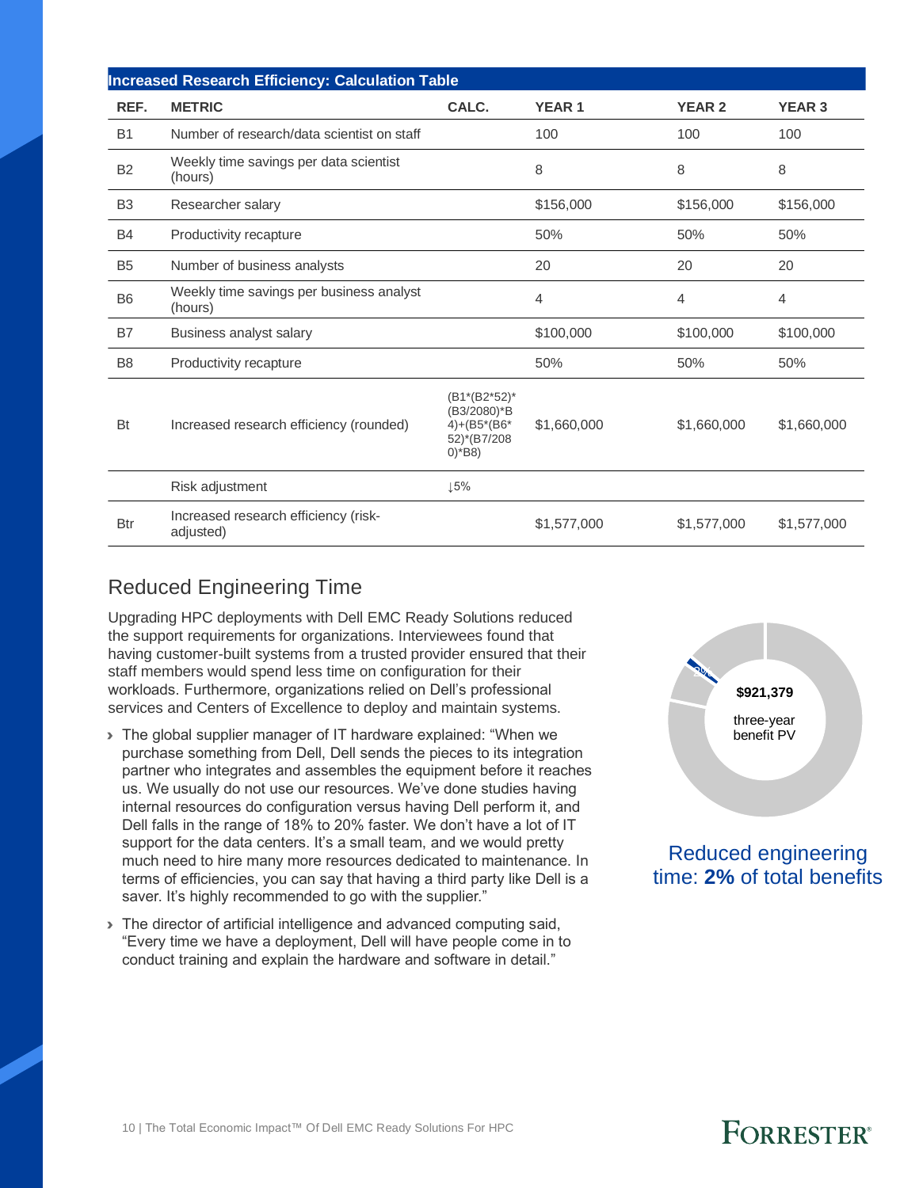**Increased Research Efficiency: Calculation Table**

| REF. | METRIC | CALC. | YEAR 1 | YEAR 2 | YEAR 3 |
|---|---|---|---|---|---|
| B1 | Number of research/data scientist on staff | | 100 | 100 | 100 |
| B2 | Weekly time savings per data scientist (hours) | | 8 | 8 | 8 |
| B3 | Researcher salary | | $156,000 | $156,000 | $156,000 |
| B4 | Productivity recapture | | 50% | 50% | 50% |
| B5 | Number of business analysts | | 20 | 20 | 20 |
| B6 | Weekly time savings per business analyst (hours) | | 4 | 4 | 4 |
| B7 | Business analyst salary | | $100,000 | $100,000 | $100,000 |
| B8 | Productivity recapture | | 50% | 50% | 50% |
| Bt | Increased research efficiency (rounded) | (B1*(B2*52)*(B3/2080)*B4)+(B5*(B6*52)*(B7/2080)*B8) | $1,660,000 | $1,660,000 | $1,660,000 |
| | Risk adjustment | ↓5% | | | |
| Btr | Increased research efficiency (risk-adjusted) | | $1,577,000 | $1,577,000 | $1,577,000 |

## Reduced Engineering Time

Upgrading HPC deployments with Dell EMC Ready Solutions reduced the support requirements for organizations. Interviewees found that having customer-built systems from a trusted provider ensured that their staff members would spend less time on configuration for their workloads. Furthermore, organizations relied on Dell's professional services and Centers of Excellence to deploy and maintain systems.

- The global supplier manager of IT hardware explained: "When we purchase something from Dell, Dell sends the pieces to its integration partner who integrates and assembles the equipment before it reaches us. We usually do not use our resources. We've done studies having internal resources do configuration versus having Dell perform it, and Dell falls in the range of 18% to 20% faster. We don't have a lot of IT support for the data centers. It's a small team, and we would pretty much need to hire many more resources dedicated to maintenance. In terms of efficiencies, you can say that having a third party like Dell is a saver. It's highly recommended to go with the supplier."
- The director of artificial intelligence and advanced computing said, "Every time we have a deployment, Dell will have people come in to conduct training and explain the hardware and software in detail."

**$921,379** three-year benefit PV

Reduced engineering time: **2%** of total benefits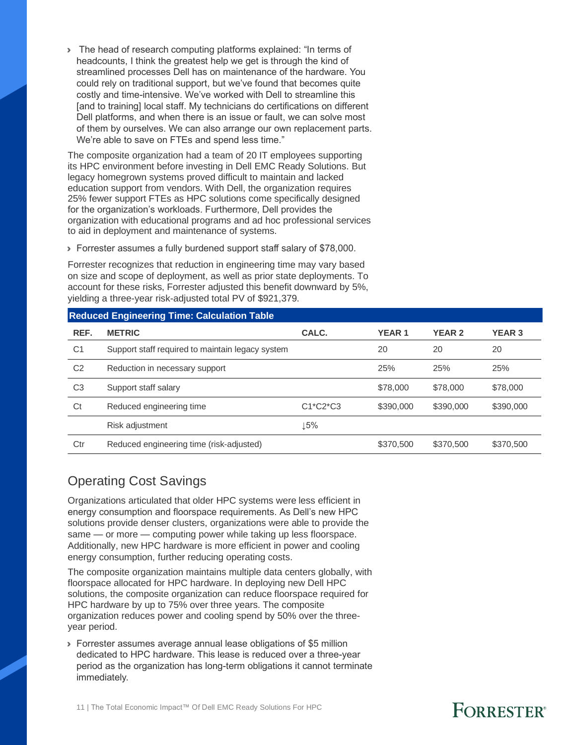- The head of research computing platforms explained: "In terms of headcounts, I think the greatest help we get is through the kind of streamlined processes Dell has on maintenance of the hardware. You could rely on traditional support, but we've found that becomes quite costly and time-intensive. We've worked with Dell to streamline this [and to training] local staff. My technicians do certifications on different Dell platforms, and when there is an issue or fault, we can solve most of them by ourselves. We can also arrange our own replacement parts. We're able to save on FTEs and spend less time."

The composite organization had a team of 20 IT employees supporting its HPC environment before investing in Dell EMC Ready Solutions. But legacy homegrown systems proved difficult to maintain and lacked education support from vendors. With Dell, the organization requires 25% fewer support FTEs as HPC solutions come specifically designed for the organization's workloads. Furthermore, Dell provides the organization with educational programs and ad hoc professional services to aid in deployment and maintenance of systems.

- Forrester assumes a fully burdened support staff salary of $78,000.

Forrester recognizes that reduction in engineering time may vary based on size and scope of deployment, as well as prior state deployments. To account for these risks, Forrester adjusted this benefit downward by 5%, yielding a three-year risk-adjusted total PV of $921,379.

**Reduced Engineering Time: Calculation Table**

| REF. | METRIC | CALC. | YEAR 1 | YEAR 2 | YEAR 3 |
|---|---|---|---|---|---|
| C1 | Support staff required to maintain legacy system | | 20 | 20 | 20 |
| C2 | Reduction in necessary support | | 25% | 25% | 25% |
| C3 | Support staff salary | | $78,000 | $78,000 | $78,000 |
| Ct | Reduced engineering time | C1*C2*C3 | $390,000 | $390,000 | $390,000 |
| | Risk adjustment | ↓5% | | | |
| Ctr | Reduced engineering time (risk-adjusted) | | $370,500 | $370,500 | $370,500 |

## Operating Cost Savings

Organizations articulated that older HPC systems were less efficient in energy consumption and floorspace requirements. As Dell's new HPC solutions provide denser clusters, organizations were able to provide the same — or more — computing power while taking up less floorspace. Additionally, new HPC hardware is more efficient in power and cooling energy consumption, further reducing operating costs.

The composite organization maintains multiple data centers globally, with floorspace allocated for HPC hardware. In deploying new Dell HPC solutions, the composite organization can reduce floorspace required for HPC hardware by up to 75% over three years. The composite organization reduces power and cooling spend by 50% over the three-year period.

- Forrester assumes average annual lease obligations of $5 million dedicated to HPC hardware. This lease is reduced over a three-year period as the organization has long-term obligations it cannot terminate immediately.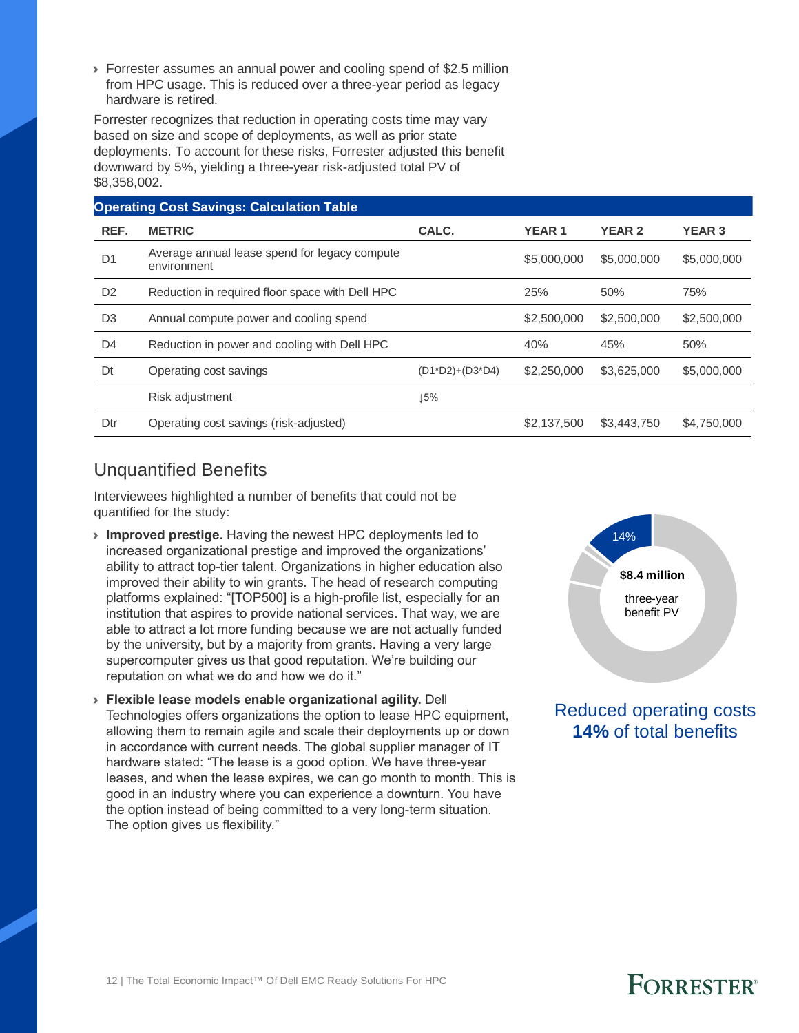- Forrester assumes an annual power and cooling spend of $2.5 million from HPC usage. This is reduced over a three-year period as legacy hardware is retired.

Forrester recognizes that reduction in operating costs time may vary based on size and scope of deployments, as well as prior state deployments. To account for these risks, Forrester adjusted this benefit downward by 5%, yielding a three-year risk-adjusted total PV of $8,358,002.

**Operating Cost Savings: Calculation Table**

| REF. | METRIC | CALC. | YEAR 1 | YEAR 2 | YEAR 3 |
|---|---|---|---|---|---|
| D1 | Average annual lease spend for legacy compute environment | | $5,000,000 | $5,000,000 | $5,000,000 |
| D2 | Reduction in required floor space with Dell HPC | | 25% | 50% | 75% |
| D3 | Annual compute power and cooling spend | | $2,500,000 | $2,500,000 | $2,500,000 |
| D4 | Reduction in power and cooling with Dell HPC | | 40% | 45% | 50% |
| Dt | Operating cost savings | (D1\*D2)+(D3\*D4) | $2,250,000 | $3,625,000 | $5,000,000 |
| | Risk adjustment | ↓5% | | | |
| Dtr | Operating cost savings (risk-adjusted) | | $2,137,500 | $3,443,750 | $4,750,000 |

## Unquantified Benefits

Interviewees highlighted a number of benefits that could not be quantified for the study:

- **Improved prestige.** Having the newest HPC deployments led to increased organizational prestige and improved the organizations' ability to attract top-tier talent. Organizations in higher education also improved their ability to win grants. The head of research computing platforms explained: "[TOP500] is a high-profile list, especially for an institution that aspires to provide national services. That way, we are able to attract a lot more funding because we are not actually funded by the university, but by a majority from grants. Having a very large supercomputer gives us that good reputation. We're building our reputation on what we do and how we do it."
- **Flexible lease models enable organizational agility.** Dell Technologies offers organizations the option to lease HPC equipment, allowing them to remain agile and scale their deployments up or down in accordance with current needs. The global supplier manager of IT hardware stated: "The lease is a good option. We have three-year leases, and when the lease expires, we can go month to month. This is good in an industry where you can experience a downturn. You have the option instead of being committed to a very long-term situation. The option gives us flexibility."

14%

**$8.4 million**

three-year benefit PV

Reduced operating costs **14%** of total benefits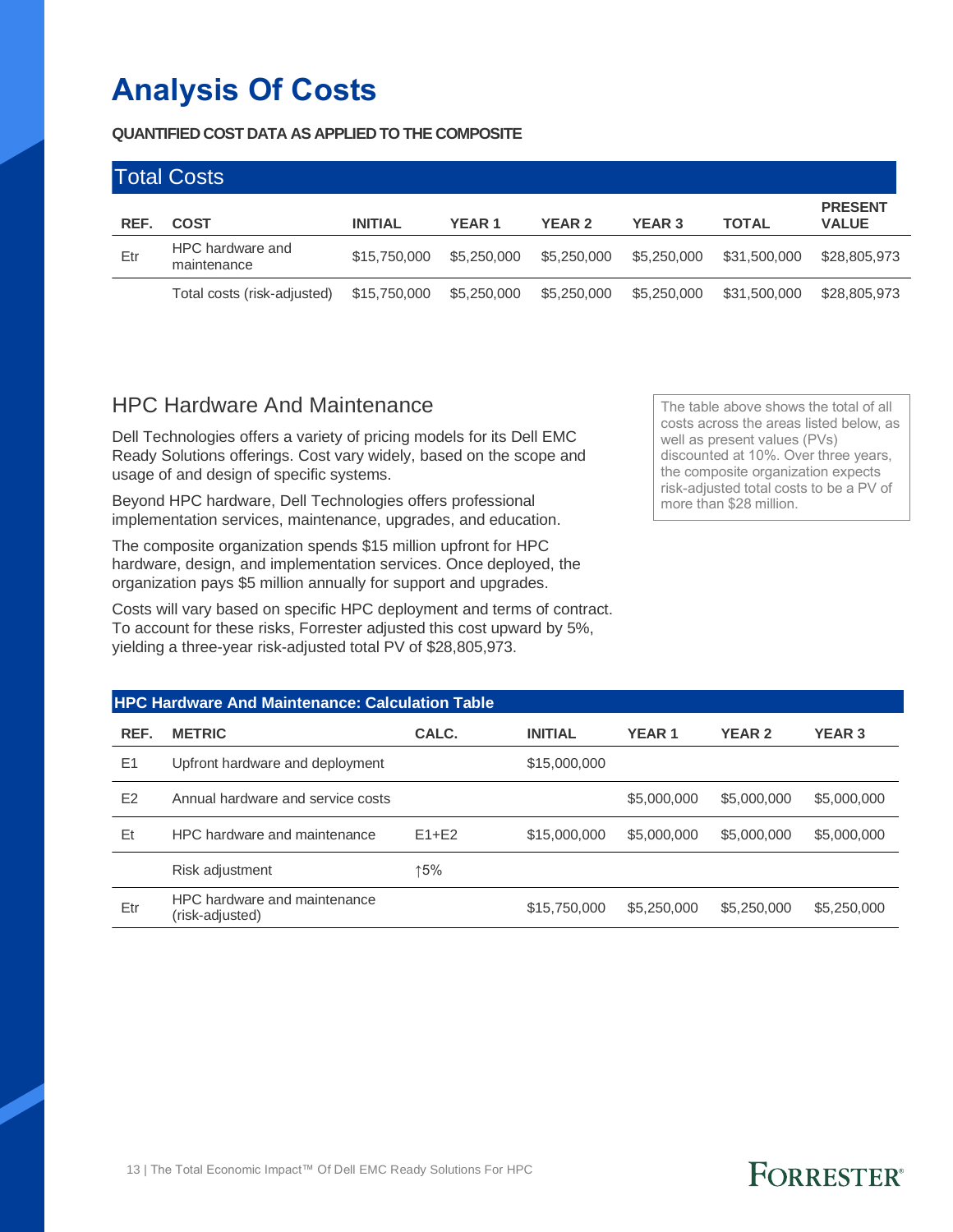# Analysis Of Costs

**QUANTIFIED COST DATA AS APPLIED TO THE COMPOSITE**

| Total Costs | | | | | | | |
|---|---|---|---|---|---|---|---|
| REF. | COST | INITIAL | YEAR 1 | YEAR 2 | YEAR 3 | TOTAL | PRESENT VALUE |
| Etr | HPC hardware and maintenance | $15,750,000 | $5,250,000 | $5,250,000 | $5,250,000 | $31,500,000 | $28,805,973 |
| | Total costs (risk-adjusted) | $15,750,000 | $5,250,000 | $5,250,000 | $5,250,000 | $31,500,000 | $28,805,973 |

## HPC Hardware And Maintenance

The table above shows the total of all costs across the areas listed below, as well as present values (PVs) discounted at 10%. Over three years, the composite organization expects risk-adjusted total costs to be a PV of more than $28 million.

Dell Technologies offers a variety of pricing models for its Dell EMC Ready Solutions offerings. Cost vary widely, based on the scope and usage of and design of specific systems.

Beyond HPC hardware, Dell Technologies offers professional implementation services, maintenance, upgrades, and education.

The composite organization spends $15 million upfront for HPC hardware, design, and implementation services. Once deployed, the organization pays $5 million annually for support and upgrades.

Costs will vary based on specific HPC deployment and terms of contract. To account for these risks, Forrester adjusted this cost upward by 5%, yielding a three-year risk-adjusted total PV of $28,805,973.

| HPC Hardware And Maintenance: Calculation Table | | | | | | |
|---|---|---|---|---|---|---|
| REF. | METRIC | CALC. | INITIAL | YEAR 1 | YEAR 2 | YEAR 3 |
| E1 | Upfront hardware and deployment | | $15,000,000 | | | |
| E2 | Annual hardware and service costs | | | $5,000,000 | $5,000,000 | $5,000,000 |
| Et | HPC hardware and maintenance | E1+E2 | $15,000,000 | $5,000,000 | $5,000,000 | $5,000,000 |
| | Risk adjustment | ↑5% | | | | |
| Etr | HPC hardware and maintenance (risk-adjusted) | | $15,750,000 | $5,250,000 | $5,250,000 | $5,250,000 |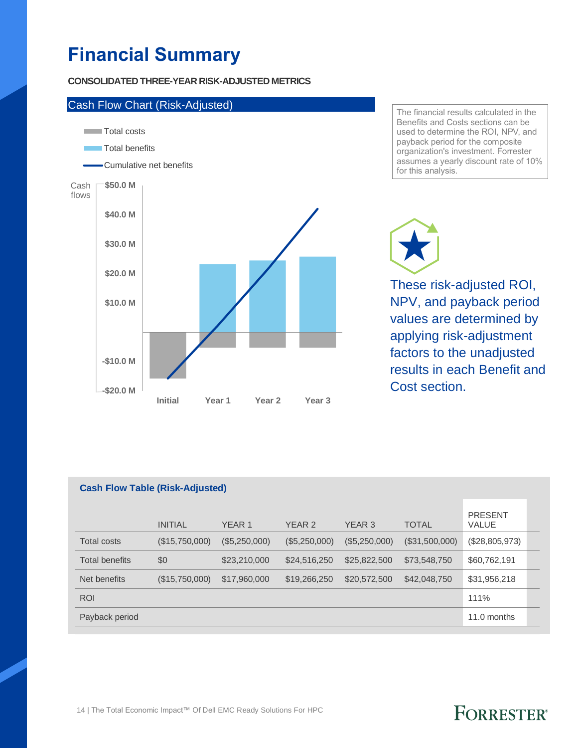# Financial Summary

**CONSOLIDATED THREE-YEAR RISK-ADJUSTED METRICS**

Cash Flow Chart (Risk-Adjusted)

The financial results calculated in the Benefits and Costs sections can be used to determine the ROI, NPV, and payback period for the composite organization's investment. Forrester assumes a yearly discount rate of 10% for this analysis.

These risk-adjusted ROI, NPV, and payback period values are determined by applying risk-adjustment factors to the unadjusted results in each Benefit and Cost section.

**Cash Flow Table (Risk-Adjusted)**

| | INITIAL | YEAR 1 | YEAR 2 | YEAR 3 | TOTAL | PRESENT VALUE |
|---|---|---|---|---|---|---|
| Total costs | ($15,750,000) | ($5,250,000) | ($5,250,000) | ($5,250,000) | ($31,500,000) | ($28,805,973) |
| Total benefits | $0 | $23,210,000 | $24,516,250 | $25,822,500 | $73,548,750 | $60,762,191 |
| Net benefits | ($15,750,000) | $17,960,000 | $19,266,250 | $20,572,500 | $42,048,750 | $31,956,218 |
| ROI | | | | | | 111% |
| Payback period | | | | | | 11.0 months |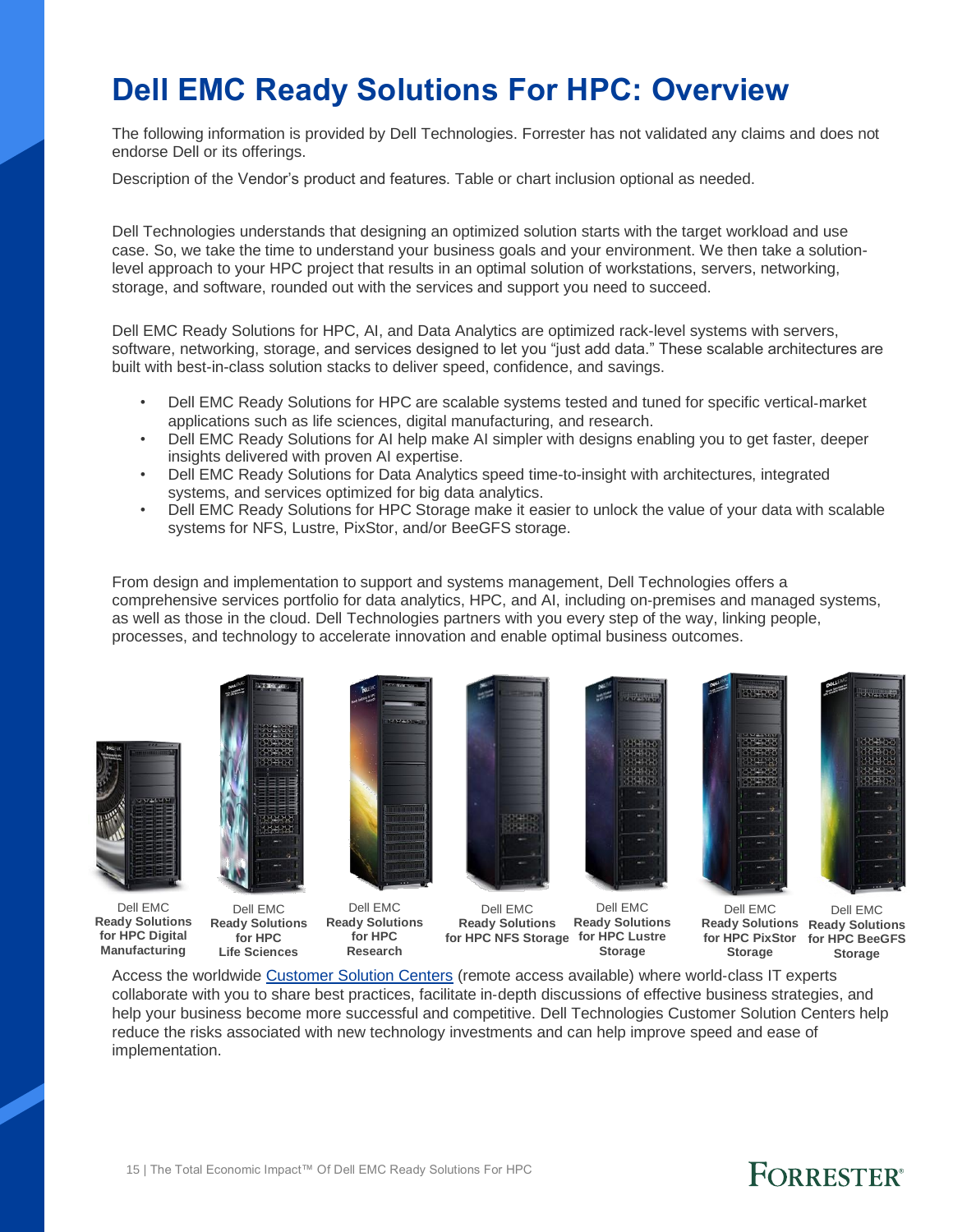# Dell EMC Ready Solutions For HPC: Overview

The following information is provided by Dell Technologies. Forrester has not validated any claims and does not endorse Dell or its offerings.

Description of the Vendor's product and features. Table or chart inclusion optional as needed.

Dell Technologies understands that designing an optimized solution starts with the target workload and use case. So, we take the time to understand your business goals and your environment. We then take a solution-level approach to your HPC project that results in an optimal solution of workstations, servers, networking, storage, and software, rounded out with the services and support you need to succeed.

Dell EMC Ready Solutions for HPC, AI, and Data Analytics are optimized rack-level systems with servers, software, networking, storage, and services designed to let you "just add data." These scalable architectures are built with best-in-class solution stacks to deliver speed, confidence, and savings.

- Dell EMC Ready Solutions for HPC are scalable systems tested and tuned for specific vertical-market applications such as life sciences, digital manufacturing, and research.
- Dell EMC Ready Solutions for AI help make AI simpler with designs enabling you to get faster, deeper insights delivered with proven AI expertise.
- Dell EMC Ready Solutions for Data Analytics speed time-to-insight with architectures, integrated systems, and services optimized for big data analytics.
- Dell EMC Ready Solutions for HPC Storage make it easier to unlock the value of your data with scalable systems for NFS, Lustre, PixStor, and/or BeeGFS storage.

From design and implementation to support and systems management, Dell Technologies offers a comprehensive services portfolio for data analytics, HPC, and AI, including on-premises and managed systems, as well as those in the cloud. Dell Technologies partners with you every step of the way, linking people, processes, and technology to accelerate innovation and enable optimal business outcomes.

Dell EMC **Ready Solutions for HPC Digital Manufacturing**

Dell EMC **Ready Solutions for HPC Life Sciences**

Dell EMC **Ready Solutions for HPC Research**

Dell EMC **Ready Solutions for HPC NFS Storage**

Dell EMC **Ready Solutions for HPC Lustre Storage**

Dell EMC **Ready Solutions for HPC PixStor Storage**

Dell EMC **Ready Solutions for HPC BeeGFS Storage**

Access the worldwide Customer Solution Centers (remote access available) where world-class IT experts collaborate with you to share best practices, facilitate in-depth discussions of effective business strategies, and help your business become more successful and competitive. Dell Technologies Customer Solution Centers help reduce the risks associated with new technology investments and can help improve speed and ease of implementation.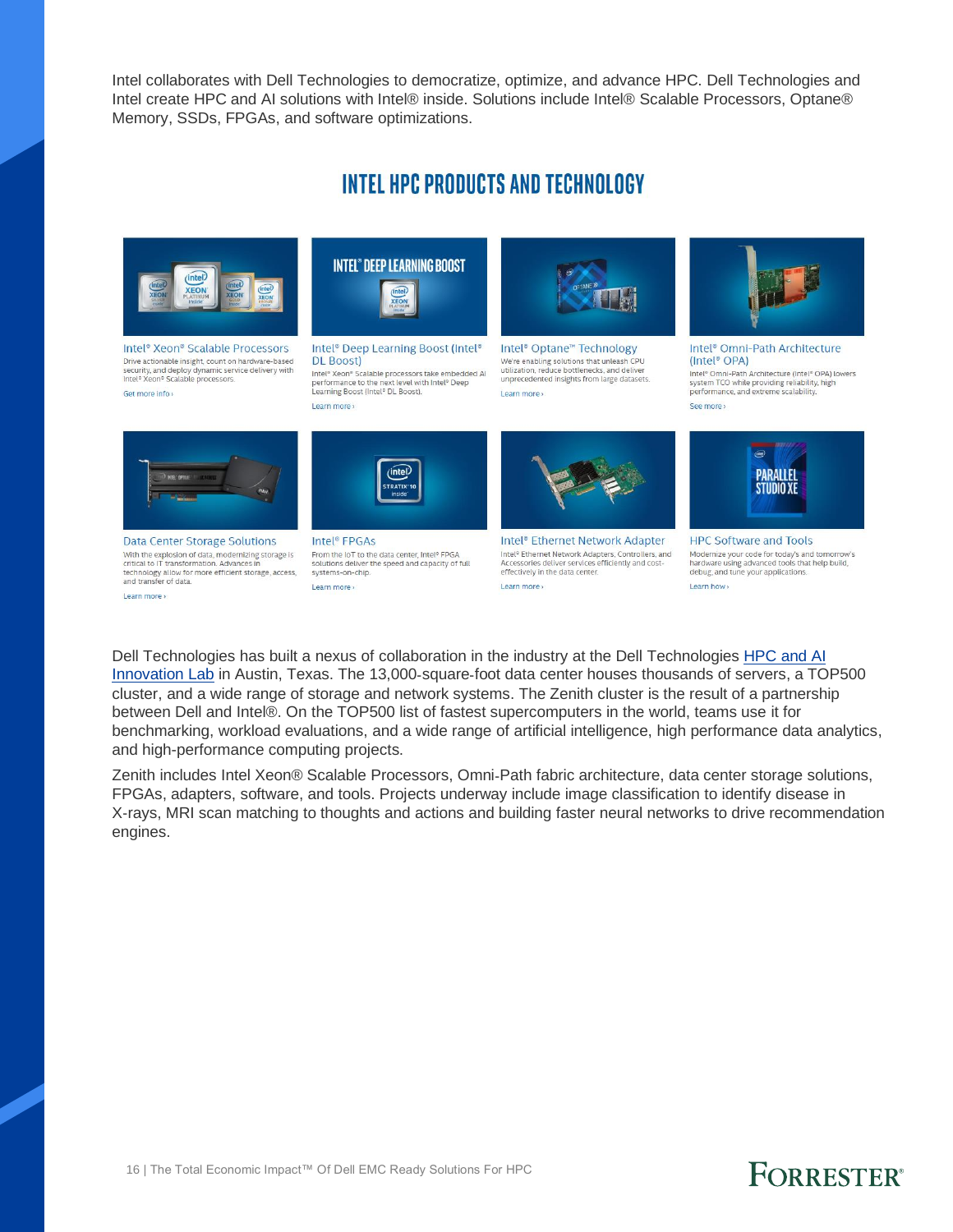Intel collaborates with Dell Technologies to democratize, optimize, and advance HPC. Dell Technologies and Intel create HPC and AI solutions with Intel® inside. Solutions include Intel® Scalable Processors, Optane® Memory, SSDs, FPGAs, and software optimizations.

## INTEL HPC PRODUCTS AND TECHNOLOGY

**Intel® Xeon® Scalable Processors**
Drive actionable insight, count on hardware-based security, and deploy dynamic service delivery with Intel® Xeon® Scalable processors.
Get more info ›

**Intel® Deep Learning Boost (Intel® DL Boost)**
Intel® Xeon® Scalable processors take embedded AI performance to the next level with Intel® Deep Learning Boost (Intel® DL Boost).
Learn more ›

**Intel® Optane™ Technology**
We're enabling solutions that unleash CPU utilization, reduce bottlenecks, and deliver unprecedented insights from large datasets.
Learn more ›

**Intel® Omni-Path Architecture (Intel® OPA)**
Intel® Omni-Path Architecture (Intel® OPA) lowers system TCO while providing reliability, high performance, and extreme scalability.
See more ›

**Data Center Storage Solutions**
With the explosion of data, modernizing storage is critical to IT transformation. Advances in technology allow for more efficient storage, access, and transfer of data.
Learn more ›

**Intel® FPGAs**
From the IoT to the data center, Intel® FPGA solutions deliver the speed and capacity of full systems-on-chip.
Learn more ›

**Intel® Ethernet Network Adapter**
Intel® Ethernet Network Adapters, Controllers, and Accessories deliver services efficiently and cost-effectively in the data center.
Learn more ›

**HPC Software and Tools**
Modernize your code for today's and tomorrow's hardware using advanced tools that help build, debug, and tune your applications.
Learn how ›

Dell Technologies has built a nexus of collaboration in the industry at the Dell Technologies HPC and AI Innovation Lab in Austin, Texas. The 13,000-square-foot data center houses thousands of servers, a TOP500 cluster, and a wide range of storage and network systems. The Zenith cluster is the result of a partnership between Dell and Intel®. On the TOP500 list of fastest supercomputers in the world, teams use it for benchmarking, workload evaluations, and a wide range of artificial intelligence, high performance data analytics, and high-performance computing projects.

Zenith includes Intel Xeon® Scalable Processors, Omni-Path fabric architecture, data center storage solutions, FPGAs, adapters, software, and tools. Projects underway include image classification to identify disease in X-rays, MRI scan matching to thoughts and actions and building faster neural networks to drive recommendation engines.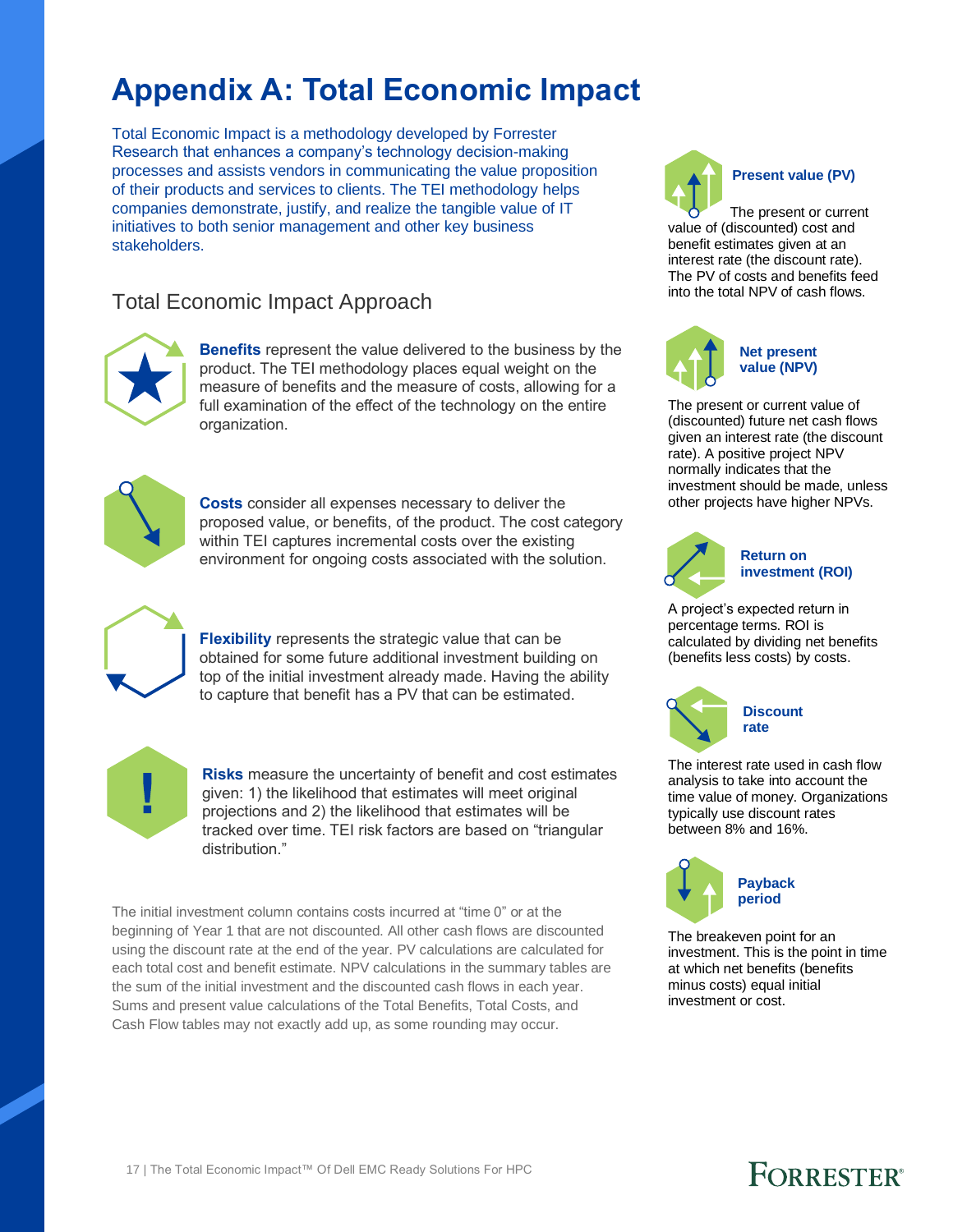# Appendix A: Total Economic Impact

Total Economic Impact is a methodology developed by Forrester Research that enhances a company's technology decision-making processes and assists vendors in communicating the value proposition of their products and services to clients. The TEI methodology helps companies demonstrate, justify, and realize the tangible value of IT initiatives to both senior management and other key business stakeholders.

## Total Economic Impact Approach

**Benefits** represent the value delivered to the business by the product. The TEI methodology places equal weight on the measure of benefits and the measure of costs, allowing for a full examination of the effect of the technology on the entire organization.

**Costs** consider all expenses necessary to deliver the proposed value, or benefits, of the product. The cost category within TEI captures incremental costs over the existing environment for ongoing costs associated with the solution.

**Flexibility** represents the strategic value that can be obtained for some future additional investment building on top of the initial investment already made. Having the ability to capture that benefit has a PV that can be estimated.

**Risks** measure the uncertainty of benefit and cost estimates given: 1) the likelihood that estimates will meet original projections and 2) the likelihood that estimates will be tracked over time. TEI risk factors are based on "triangular distribution."

The initial investment column contains costs incurred at "time 0" or at the beginning of Year 1 that are not discounted. All other cash flows are discounted using the discount rate at the end of the year. PV calculations are calculated for each total cost and benefit estimate. NPV calculations in the summary tables are the sum of the initial investment and the discounted cash flows in each year. Sums and present value calculations of the Total Benefits, Total Costs, and Cash Flow tables may not exactly add up, as some rounding may occur.

**Present value (PV)**

The present or current value of (discounted) cost and benefit estimates given at an interest rate (the discount rate). The PV of costs and benefits feed into the total NPV of cash flows.

**Net present value (NPV)**

The present or current value of (discounted) future net cash flows given an interest rate (the discount rate). A positive project NPV normally indicates that the investment should be made, unless other projects have higher NPVs.

**Return on investment (ROI)**

A project's expected return in percentage terms. ROI is calculated by dividing net benefits (benefits less costs) by costs.

**Discount rate**

The interest rate used in cash flow analysis to take into account the time value of money. Organizations typically use discount rates between 8% and 16%.

**Payback period**

The breakeven point for an investment. This is the point in time at which net benefits (benefits minus costs) equal initial investment or cost.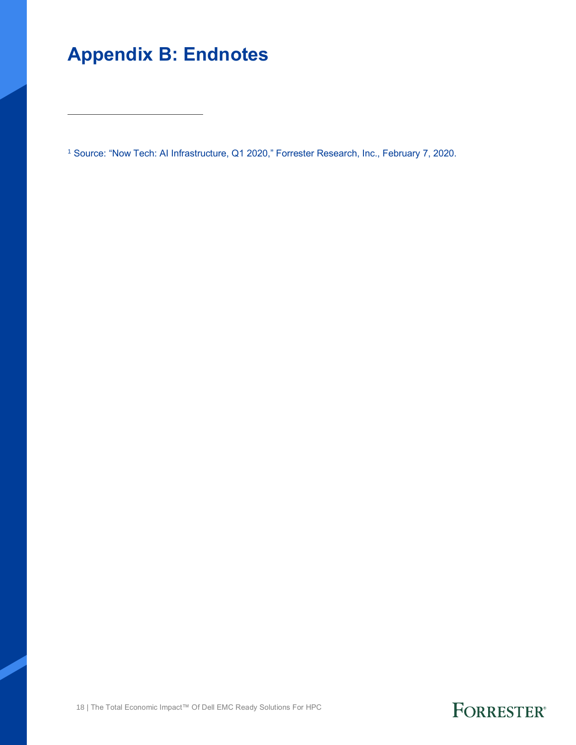# Appendix B: Endnotes

[1] Source: "Now Tech: AI Infrastructure, Q1 2020," Forrester Research, Inc., February 7, 2020.